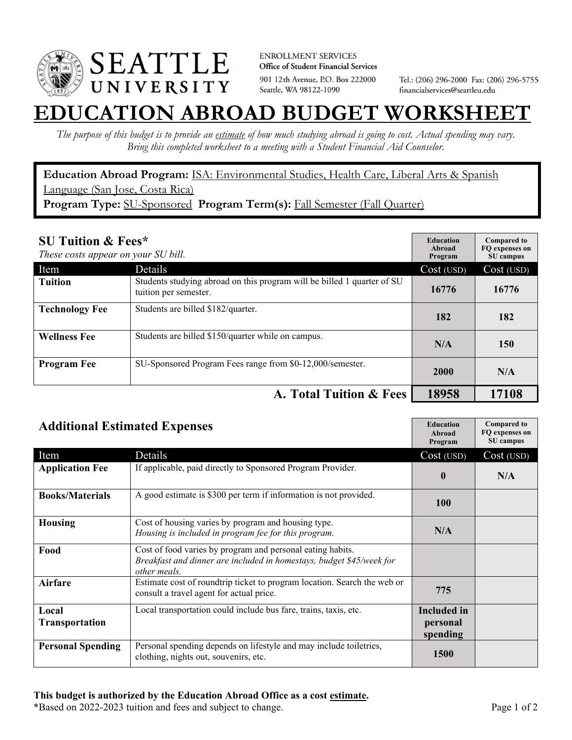SEATTLE UNIVERSITY

ENROLLMENT SERVICES
**Office of Student Financial Services**
901 12th Avenue, P.O. Box 222000
Seattle, WA 98122-1090

Tel.: (206) 296-2000 Fax: (206) 296-5755
financialservices@seattleu.edu

# EDUCATION ABROAD BUDGET WORKSHEET

*The purpose of this budget is to provide an estimate of how much studying abroad is going to cost. Actual spending may vary. Bring this completed worksheet to a meeting with a Student Financial Aid Counselor.*

**Education Abroad Program:** ISA: Environmental Studies, Health Care, Liberal Arts & Spanish Language (San Jose, Costa Rica)
**Program Type:** SU-Sponsored **Program Term(s):** Fall Semester (Fall Quarter)

## SU Tuition & Fees*

*These costs appear on your SU bill.*

| Item | Details | Education Abroad Program Cost (USD) | Compared to FQ expenses on SU campus Cost (USD) |
|---|---|---|---|
| **Tuition** | Students studying abroad on this program will be billed 1 quarter of SU tuition per semester. | **16776** | **16776** |
| **Technology Fee** | Students are billed $182/quarter. | **182** | **182** |
| **Wellness Fee** | Students are billed $150/quarter while on campus. | **N/A** | **150** |
| **Program Fee** | SU-Sponsored Program Fees range from $0-12,000/semester. | **2000** | **N/A** |
| | **A. Total Tuition & Fees** | **18958** | **17108** |

## Additional Estimated Expenses

| Item | Details | Education Abroad Program Cost (USD) | Compared to FQ expenses on SU campus Cost (USD) |
|---|---|---|---|
| **Application Fee** | If applicable, paid directly to Sponsored Program Provider. | **0** | **N/A** |
| **Books/Materials** | A good estimate is $300 per term if information is not provided. | **100** | |
| **Housing** | Cost of housing varies by program and housing type. *Housing is included in program fee for this program.* | **N/A** | |
| **Food** | Cost of food varies by program and personal eating habits. *Breakfast and dinner are included in homestays, budget $45/week for other meals.* | | |
| **Airfare** | Estimate cost of roundtrip ticket to program location. Search the web or consult a travel agent for actual price. | **775** | |
| **Local Transportation** | Local transportation could include bus fare, trains, taxis, etc. | **Included in personal spending** | |
| **Personal Spending** | Personal spending depends on lifestyle and may include toiletries, clothing, nights out, souvenirs, etc. | **1500** | |

**This budget is authorized by the Education Abroad Office as a cost estimate.**
*Based on 2022-2023 tuition and fees and subject to change.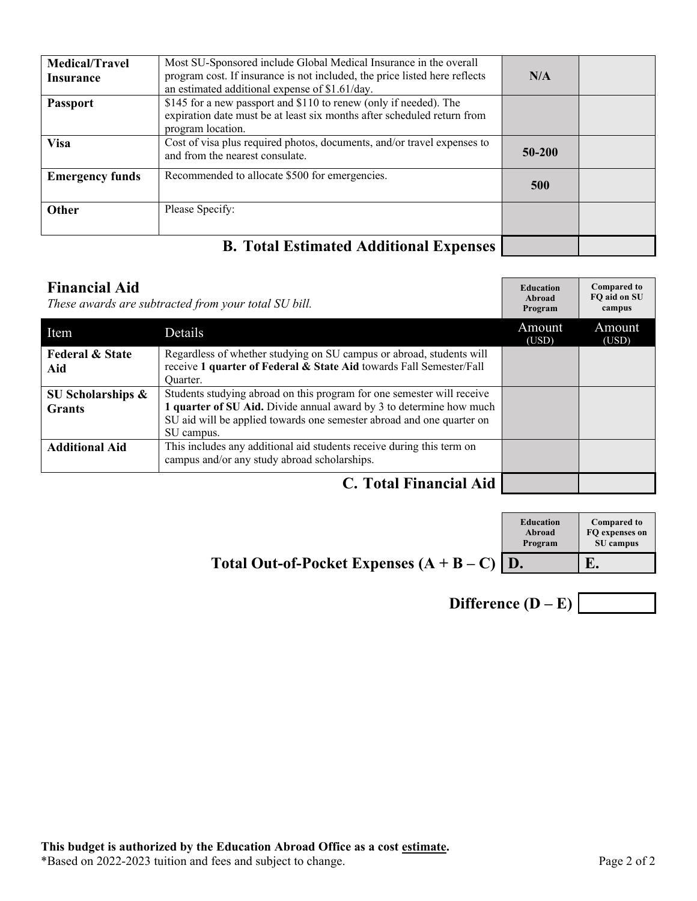| | | | |
|---|---|---|---|
| **Medical/Travel Insurance** | Most SU-Sponsored include Global Medical Insurance in the overall program cost. If insurance is not included, the price listed here reflects an estimated additional expense of $1.61/day. | **N/A** | |
| **Passport** | $145 for a new passport and $110 to renew (only if needed). The expiration date must be at least six months after scheduled return from program location. | | |
| **Visa** | Cost of visa plus required photos, documents, and/or travel expenses to and from the nearest consulate. | **50-200** | |
| **Emergency funds** | Recommended to allocate $500 for emergencies. | **500** | |
| **Other** | Please Specify: | | |
| | **B. Total Estimated Additional Expenses** | | |

## Financial Aid

*These awards are subtracted from your total SU bill.*

| | | **Education Abroad Program** | **Compared to FQ aid on SU campus** |
|---|---|---|---|
| Item | Details | Amount (USD) | Amount (USD) |
| **Federal & State Aid** | Regardless of whether studying on SU campus or abroad, students will receive **1 quarter of Federal & State Aid** towards Fall Semester/Fall Quarter. | | |
| **SU Scholarships & Grants** | Students studying abroad on this program for one semester will receive **1 quarter of SU Aid.** Divide annual award by 3 to determine how much SU aid will be applied towards one semester abroad and one quarter on SU campus. | | |
| **Additional Aid** | This includes any additional aid students receive during this term on campus and/or any study abroad scholarships. | | |
| | **C. Total Financial Aid** | | |

| | **Education Abroad Program** | **Compared to FQ expenses on SU campus** |
|---|---|---|
| **Total Out-of-Pocket Expenses (A + B – C)** | **D.** | **E.** |

| | |
|---|---|
| **Difference (D – E)** | |

**This budget is authorized by the Education Abroad Office as a cost estimate.**

*Based on 2022-2023 tuition and fees and subject to change.